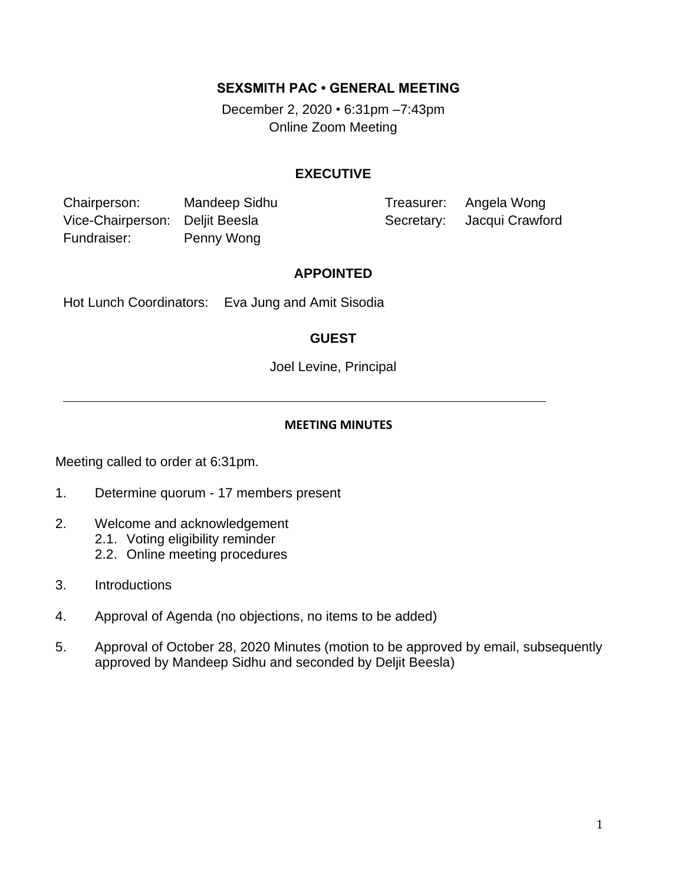# SEXSMITH PAC • GENERAL MEETING

December 2, 2020 • 6:31pm –7:43pm
Online Zoom Meeting

## EXECUTIVE

| | | | |
|---|---|---|---|
| Chairperson: | Mandeep Sidhu | Treasurer: | Angela Wong |
| Vice-Chairperson: | Deljit Beesla | Secretary: | Jacqui Crawford |
| Fundraiser: | Penny Wong | | |

## APPOINTED

Hot Lunch Coordinators: Eva Jung and Amit Sisodia

## GUEST

Joel Levine, Principal

---

## MEETING MINUTES

Meeting called to order at 6:31pm.

1. Determine quorum - 17 members present

2. Welcome and acknowledgement
   2.1. Voting eligibility reminder
   2.2. Online meeting procedures

3. Introductions

4. Approval of Agenda (no objections, no items to be added)

5. Approval of October 28, 2020 Minutes (motion to be approved by email, subsequently approved by Mandeep Sidhu and seconded by Deljit Beesla)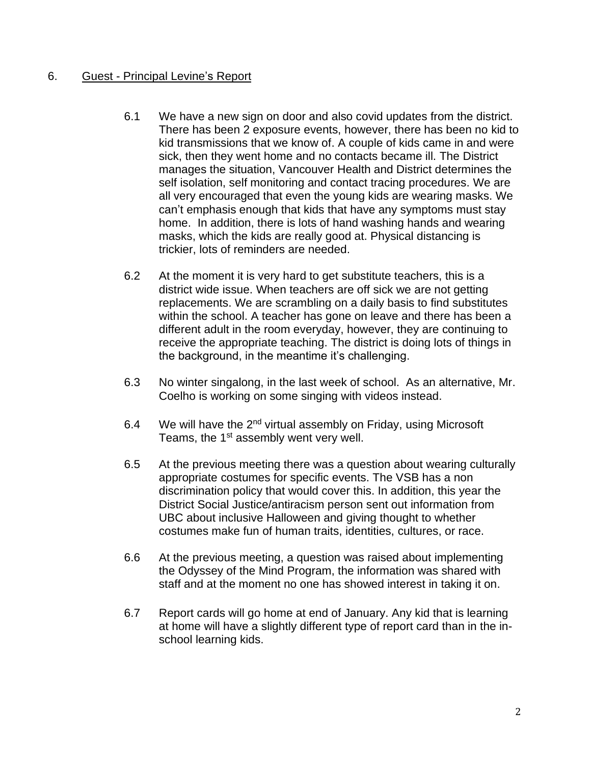## 6. Guest - Principal Levine's Report

6.1 We have a new sign on door and also covid updates from the district. There has been 2 exposure events, however, there has been no kid to kid transmissions that we know of. A couple of kids came in and were sick, then they went home and no contacts became ill. The District manages the situation, Vancouver Health and District determines the self isolation, self monitoring and contact tracing procedures. We are all very encouraged that even the young kids are wearing masks. We can't emphasis enough that kids that have any symptoms must stay home. In addition, there is lots of hand washing hands and wearing masks, which the kids are really good at. Physical distancing is trickier, lots of reminders are needed.

6.2 At the moment it is very hard to get substitute teachers, this is a district wide issue. When teachers are off sick we are not getting replacements. We are scrambling on a daily basis to find substitutes within the school. A teacher has gone on leave and there has been a different adult in the room everyday, however, they are continuing to receive the appropriate teaching. The district is doing lots of things in the background, in the meantime it's challenging.

6.3 No winter singalong, in the last week of school. As an alternative, Mr. Coelho is working on some singing with videos instead.

6.4 We will have the 2nd virtual assembly on Friday, using Microsoft Teams, the 1st assembly went very well.

6.5 At the previous meeting there was a question about wearing culturally appropriate costumes for specific events. The VSB has a non discrimination policy that would cover this. In addition, this year the District Social Justice/antiracism person sent out information from UBC about inclusive Halloween and giving thought to whether costumes make fun of human traits, identities, cultures, or race.

6.6 At the previous meeting, a question was raised about implementing the Odyssey of the Mind Program, the information was shared with staff and at the moment no one has showed interest in taking it on.

6.7 Report cards will go home at end of January. Any kid that is learning at home will have a slightly different type of report card than in the in-school learning kids.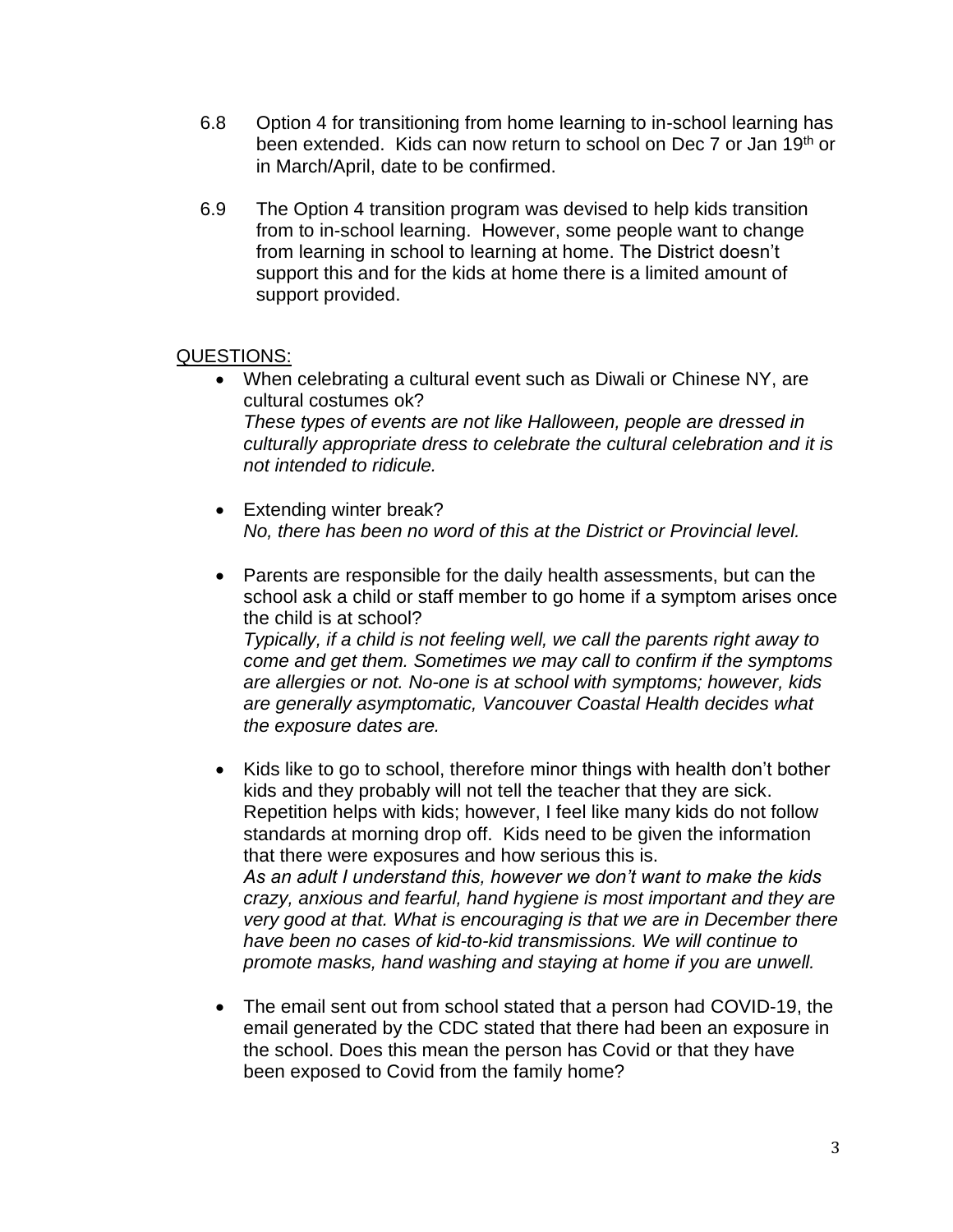6.8 Option 4 for transitioning from home learning to in-school learning has been extended. Kids can now return to school on Dec 7 or Jan 19th or in March/April, date to be confirmed.

6.9 The Option 4 transition program was devised to help kids transition from to in-school learning. However, some people want to change from learning in school to learning at home. The District doesn't support this and for the kids at home there is a limited amount of support provided.

QUESTIONS:

- When celebrating a cultural event such as Diwali or Chinese NY, are cultural costumes ok?
  *These types of events are not like Halloween, people are dressed in culturally appropriate dress to celebrate the cultural celebration and it is not intended to ridicule.*

- Extending winter break?
  *No, there has been no word of this at the District or Provincial level.*

- Parents are responsible for the daily health assessments, but can the school ask a child or staff member to go home if a symptom arises once the child is at school?
  *Typically, if a child is not feeling well, we call the parents right away to come and get them. Sometimes we may call to confirm if the symptoms are allergies or not. No-one is at school with symptoms; however, kids are generally asymptomatic, Vancouver Coastal Health decides what the exposure dates are.*

- Kids like to go to school, therefore minor things with health don't bother kids and they probably will not tell the teacher that they are sick. Repetition helps with kids; however, I feel like many kids do not follow standards at morning drop off. Kids need to be given the information that there were exposures and how serious this is.
  *As an adult I understand this, however we don't want to make the kids crazy, anxious and fearful, hand hygiene is most important and they are very good at that. What is encouraging is that we are in December there have been no cases of kid-to-kid transmissions. We will continue to promote masks, hand washing and staying at home if you are unwell.*

- The email sent out from school stated that a person had COVID-19, the email generated by the CDC stated that there had been an exposure in the school. Does this mean the person has Covid or that they have been exposed to Covid from the family home?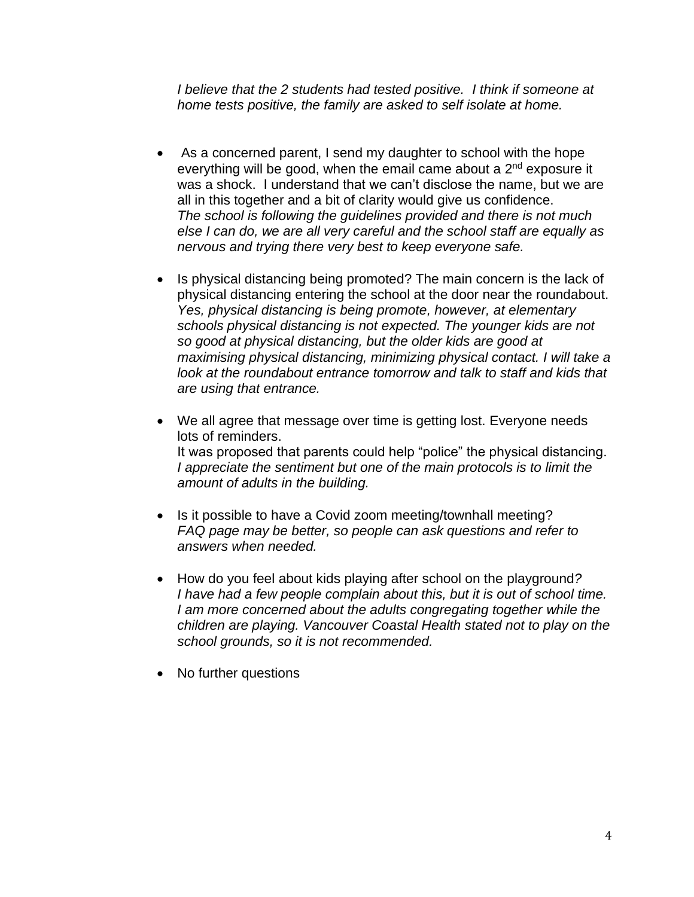*I believe that the 2 students had tested positive. I think if someone at home tests positive, the family are asked to self isolate at home.*

- As a concerned parent, I send my daughter to school with the hope everything will be good, when the email came about a 2nd exposure it was a shock. I understand that we can't disclose the name, but we are all in this together and a bit of clarity would give us confidence.
  *The school is following the guidelines provided and there is not much else I can do, we are all very careful and the school staff are equally as nervous and trying there very best to keep everyone safe.*

- Is physical distancing being promoted? The main concern is the lack of physical distancing entering the school at the door near the roundabout.
  *Yes, physical distancing is being promote, however, at elementary schools physical distancing is not expected. The younger kids are not so good at physical distancing, but the older kids are good at maximising physical distancing, minimizing physical contact. I will take a look at the roundabout entrance tomorrow and talk to staff and kids that are using that entrance.*

- We all agree that message over time is getting lost. Everyone needs lots of reminders.
  It was proposed that parents could help "police" the physical distancing.
  *I appreciate the sentiment but one of the main protocols is to limit the amount of adults in the building.*

- Is it possible to have a Covid zoom meeting/townhall meeting?
  *FAQ page may be better, so people can ask questions and refer to answers when needed.*

- How do you feel about kids playing after school on the playground?
  *I have had a few people complain about this, but it is out of school time. I am more concerned about the adults congregating together while the children are playing. Vancouver Coastal Health stated not to play on the school grounds, so it is not recommended.*

- No further questions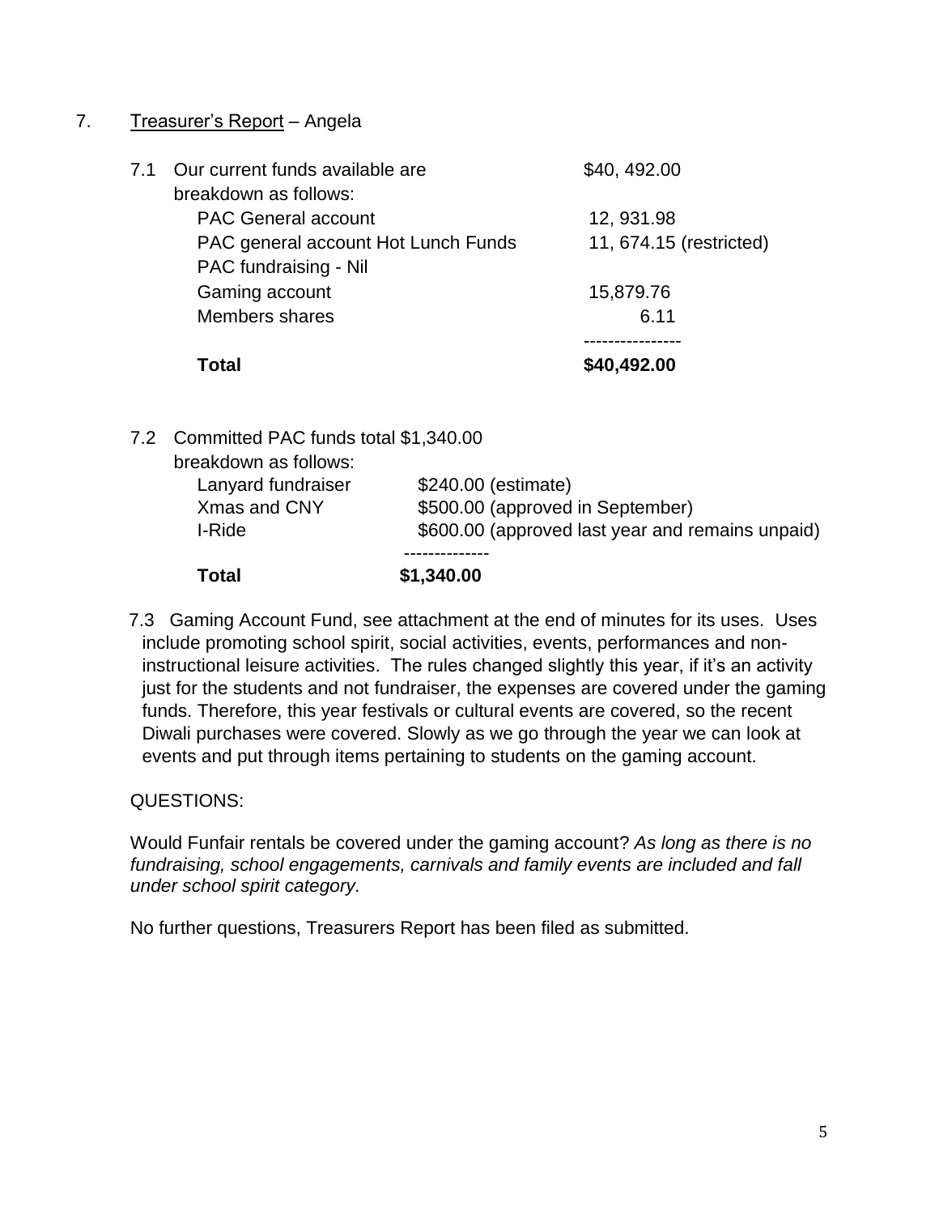## 7. Treasurer's Report – Angela

7.1 Our current funds available are $40, 492.00

breakdown as follows:

| | |
|---|---|
| PAC General account | 12, 931.98 |
| PAC general account Hot Lunch Funds | 11, 674.15 (restricted) |
| PAC fundraising - Nil | |
| Gaming account | 15,879.76 |
| Members shares | 6.11 |
| **Total** | **$40,492.00** |

7.2 Committed PAC funds total $1,340.00

breakdown as follows:

| | |
|---|---|
| Lanyard fundraiser | $240.00 (estimate) |
| Xmas and CNY | $500.00 (approved in September) |
| I-Ride | $600.00 (approved last year and remains unpaid) |
| **Total** | **$1,340.00** |

7.3 Gaming Account Fund, see attachment at the end of minutes for its uses. Uses include promoting school spirit, social activities, events, performances and non-instructional leisure activities. The rules changed slightly this year, if it's an activity just for the students and not fundraiser, the expenses are covered under the gaming funds. Therefore, this year festivals or cultural events are covered, so the recent Diwali purchases were covered. Slowly as we go through the year we can look at events and put through items pertaining to students on the gaming account.

QUESTIONS:

Would Funfair rentals be covered under the gaming account? *As long as there is no fundraising, school engagements, carnivals and family events are included and fall under school spirit category.*

No further questions, Treasurers Report has been filed as submitted.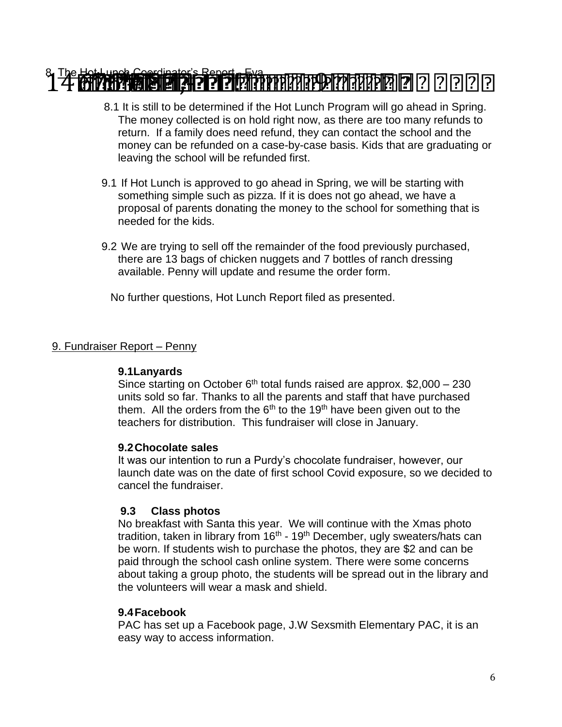8. The Hot Lunch Coordinator's Report – Eva

8.1 It is still to be determined if the Hot Lunch Program will go ahead in Spring. The money collected is on hold right now, as there are too many refunds to return. If a family does need refund, they can contact the school and the money can be refunded on a case-by-case basis. Kids that are graduating or leaving the school will be refunded first.

9.1 If Hot Lunch is approved to go ahead in Spring, we will be starting with something simple such as pizza. If it is does not go ahead, we have a proposal of parents donating the money to the school for something that is needed for the kids.

9.2 We are trying to sell off the remainder of the food previously purchased, there are 13 bags of chicken nuggets and 7 bottles of ranch dressing available. Penny will update and resume the order form.

No further questions, Hot Lunch Report filed as presented.

9. Fundraiser Report – Penny

**9.1 Lanyards**

Since starting on October 6th total funds raised are approx. $2,000 – 230 units sold so far. Thanks to all the parents and staff that have purchased them. All the orders from the 6th to the 19th have been given out to the teachers for distribution. This fundraiser will close in January.

**9.2 Chocolate sales**

It was our intention to run a Purdy's chocolate fundraiser, however, our launch date was on the date of first school Covid exposure, so we decided to cancel the fundraiser.

**9.3 Class photos**

No breakfast with Santa this year. We will continue with the Xmas photo tradition, taken in library from 16th - 19th December, ugly sweaters/hats can be worn. If students wish to purchase the photos, they are $2 and can be paid through the school cash online system. There were some concerns about taking a group photo, the students will be spread out in the library and the volunteers will wear a mask and shield.

**9.4 Facebook**

PAC has set up a Facebook page, J.W Sexsmith Elementary PAC, it is an easy way to access information.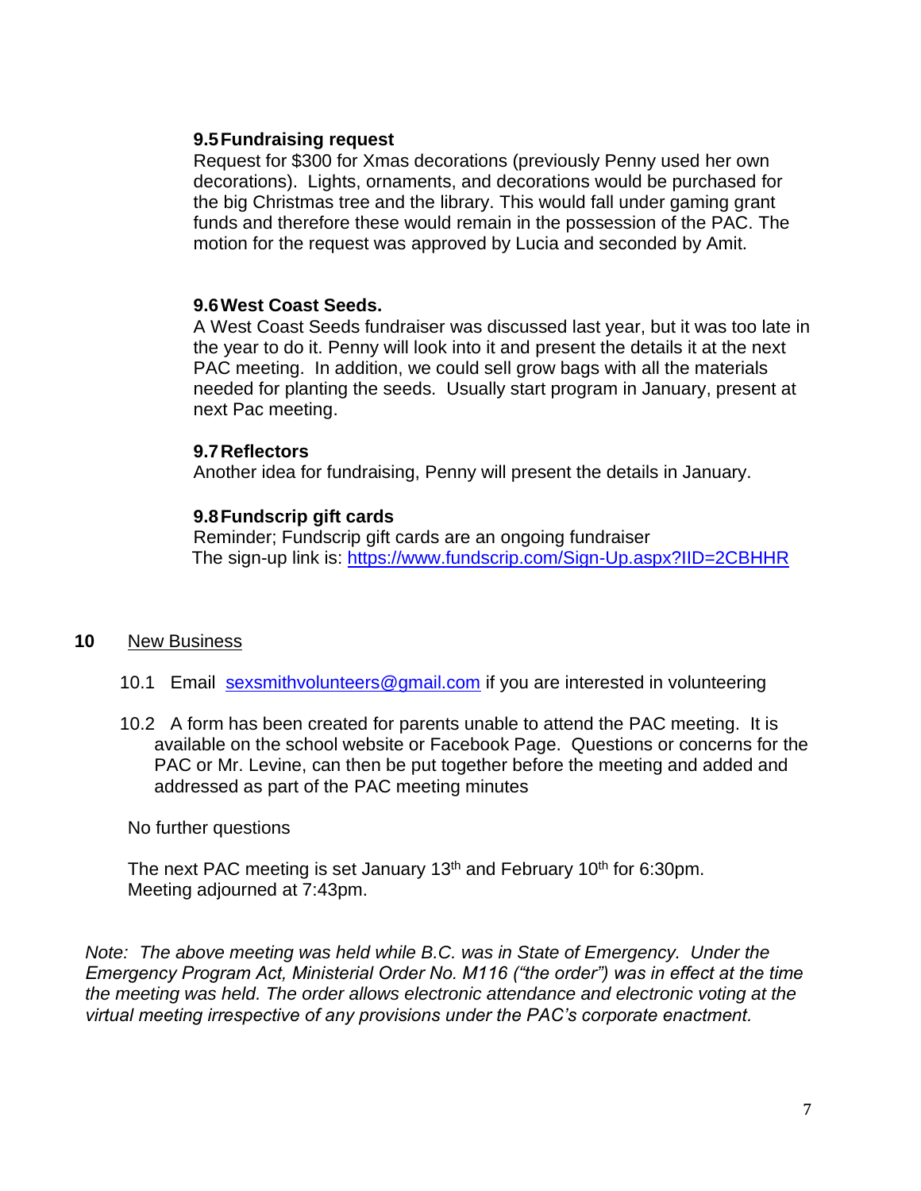### 9.5 Fundraising request

Request for $300 for Xmas decorations (previously Penny used her own decorations). Lights, ornaments, and decorations would be purchased for the big Christmas tree and the library. This would fall under gaming grant funds and therefore these would remain in the possession of the PAC. The motion for the request was approved by Lucia and seconded by Amit.

### 9.6 West Coast Seeds.

A West Coast Seeds fundraiser was discussed last year, but it was too late in the year to do it. Penny will look into it and present the details it at the next PAC meeting. In addition, we could sell grow bags with all the materials needed for planting the seeds. Usually start program in January, present at next Pac meeting.

### 9.7 Reflectors

Another idea for fundraising, Penny will present the details in January.

### 9.8 Fundscrip gift cards

Reminder; Fundscrip gift cards are an ongoing fundraiser
The sign-up link is: https://www.fundscrip.com/Sign-Up.aspx?IID=2CBHHR

## 10 New Business

10.1 Email sexsmithvolunteers@gmail.com if you are interested in volunteering

10.2 A form has been created for parents unable to attend the PAC meeting. It is available on the school website or Facebook Page. Questions or concerns for the PAC or Mr. Levine, can then be put together before the meeting and added and addressed as part of the PAC meeting minutes

No further questions

The next PAC meeting is set January 13th and February 10th for 6:30pm.
Meeting adjourned at 7:43pm.

*Note: The above meeting was held while B.C. was in State of Emergency. Under the Emergency Program Act, Ministerial Order No. M116 ("the order") was in effect at the time the meeting was held. The order allows electronic attendance and electronic voting at the virtual meeting irrespective of any provisions under the PAC's corporate enactment.*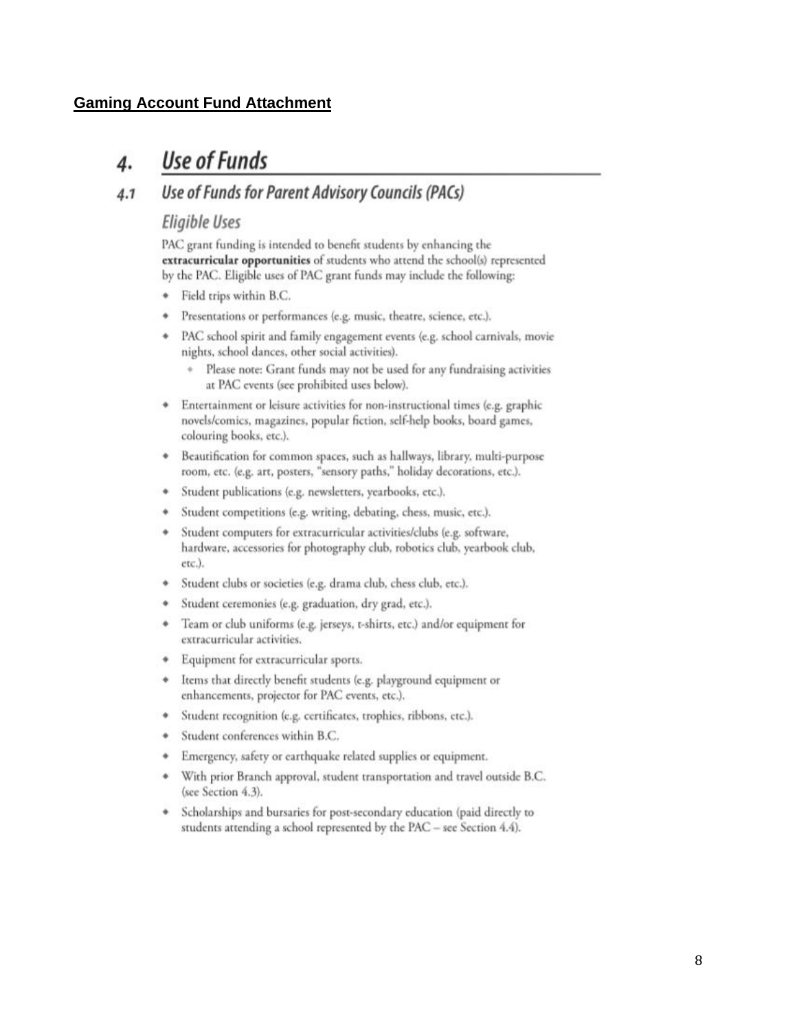**Gaming Account Fund Attachment**

# 4. *Use of Funds*

## 4.1 *Use of Funds for Parent Advisory Councils (PACs)*

### *Eligible Uses*

PAC grant funding is intended to benefit students by enhancing the **extracurricular opportunities** of students who attend the school(s) represented by the PAC. Eligible uses of PAC grant funds may include the following:

- Field trips within B.C.
- Presentations or performances (e.g. music, theatre, science, etc.).
- PAC school spirit and family engagement events (e.g. school carnivals, movie nights, school dances, other social activities).
  - Please note: Grant funds may not be used for any fundraising activities at PAC events (see prohibited uses below).
- Entertainment or leisure activities for non-instructional times (e.g. graphic novels/comics, magazines, popular fiction, self-help books, board games, colouring books, etc.).
- Beautification for common spaces, such as hallways, library, multi-purpose room, etc. (e.g. art, posters, "sensory paths," holiday decorations, etc.).
- Student publications (e.g. newsletters, yearbooks, etc.).
- Student competitions (e.g. writing, debating, chess, music, etc.).
- Student computers for extracurricular activities/clubs (e.g. software, hardware, accessories for photography club, robotics club, yearbook club, etc.).
- Student clubs or societies (e.g. drama club, chess club, etc.).
- Student ceremonies (e.g. graduation, dry grad, etc.).
- Team or club uniforms (e.g. jerseys, t-shirts, etc.) and/or equipment for extracurricular activities.
- Equipment for extracurricular sports.
- Items that directly benefit students (e.g. playground equipment or enhancements, projector for PAC events, etc.).
- Student recognition (e.g. certificates, trophies, ribbons, etc.).
- Student conferences within B.C.
- Emergency, safety or earthquake related supplies or equipment.
- With prior Branch approval, student transportation and travel outside B.C. (see Section 4.3).
- Scholarships and bursaries for post-secondary education (paid directly to students attending a school represented by the PAC – see Section 4.4).